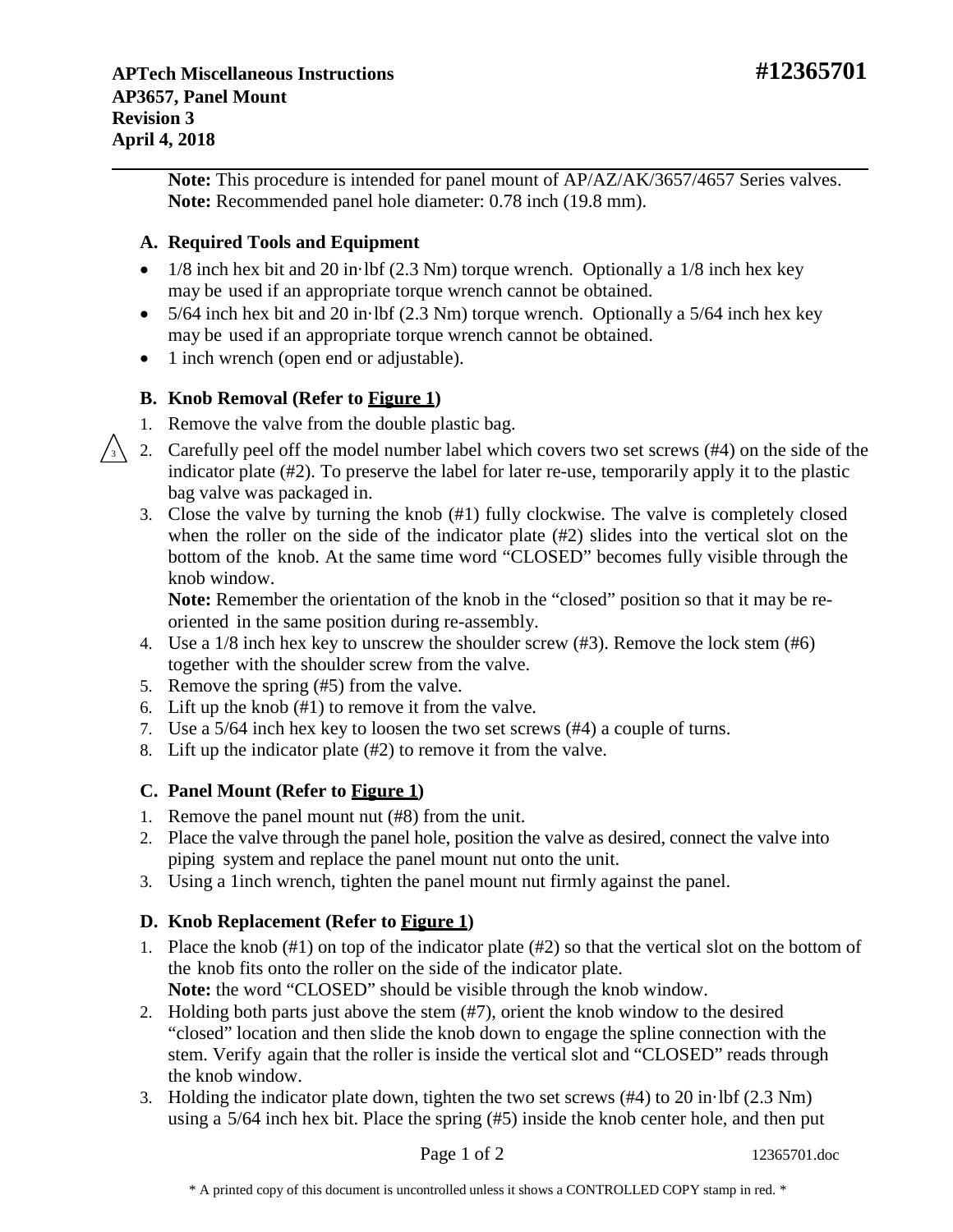**APTech Miscellaneous Instructions** **#12365701**
**AP3657, Panel Mount**
**Revision 3**
**April 4, 2018**

---

**Note:** This procedure is intended for panel mount of AP/AZ/AK/3657/4657 Series valves.
**Note:** Recommended panel hole diameter: 0.78 inch (19.8 mm).

### A. Required Tools and Equipment

- 1/8 inch hex bit and 20 in·lbf (2.3 Nm) torque wrench. Optionally a 1/8 inch hex key may be used if an appropriate torque wrench cannot be obtained.
- 5/64 inch hex bit and 20 in·lbf (2.3 Nm) torque wrench. Optionally a 5/64 inch hex key may be used if an appropriate torque wrench cannot be obtained.
- 1 inch wrench (open end or adjustable).

### B. Knob Removal (Refer to Figure 1)

1. Remove the valve from the double plastic bag.
2. Carefully peel off the model number label which covers two set screws (#4) on the side of the indicator plate (#2). To preserve the label for later re-use, temporarily apply it to the plastic bag valve was packaged in.
3. Close the valve by turning the knob (#1) fully clockwise. The valve is completely closed when the roller on the side of the indicator plate (#2) slides into the vertical slot on the bottom of the knob. At the same time word "CLOSED" becomes fully visible through the knob window.
   **Note:** Remember the orientation of the knob in the "closed" position so that it may be re-oriented in the same position during re-assembly.
4. Use a 1/8 inch hex key to unscrew the shoulder screw (#3). Remove the lock stem (#6) together with the shoulder screw from the valve.
5. Remove the spring (#5) from the valve.
6. Lift up the knob (#1) to remove it from the valve.
7. Use a 5/64 inch hex key to loosen the two set screws (#4) a couple of turns.
8. Lift up the indicator plate (#2) to remove it from the valve.

### C. Panel Mount (Refer to Figure 1)

1. Remove the panel mount nut (#8) from the unit.
2. Place the valve through the panel hole, position the valve as desired, connect the valve into piping system and replace the panel mount nut onto the unit.
3. Using a 1inch wrench, tighten the panel mount nut firmly against the panel.

### D. Knob Replacement (Refer to Figure 1)

1. Place the knob (#1) on top of the indicator plate (#2) so that the vertical slot on the bottom of the knob fits onto the roller on the side of the indicator plate.
   **Note:** the word "CLOSED" should be visible through the knob window.
2. Holding both parts just above the stem (#7), orient the knob window to the desired "closed" location and then slide the knob down to engage the spline connection with the stem. Verify again that the roller is inside the vertical slot and "CLOSED" reads through the knob window.
3. Holding the indicator plate down, tighten the two set screws (#4) to 20 in·lbf (2.3 Nm) using a 5/64 inch hex bit. Place the spring (#5) inside the knob center hole, and then put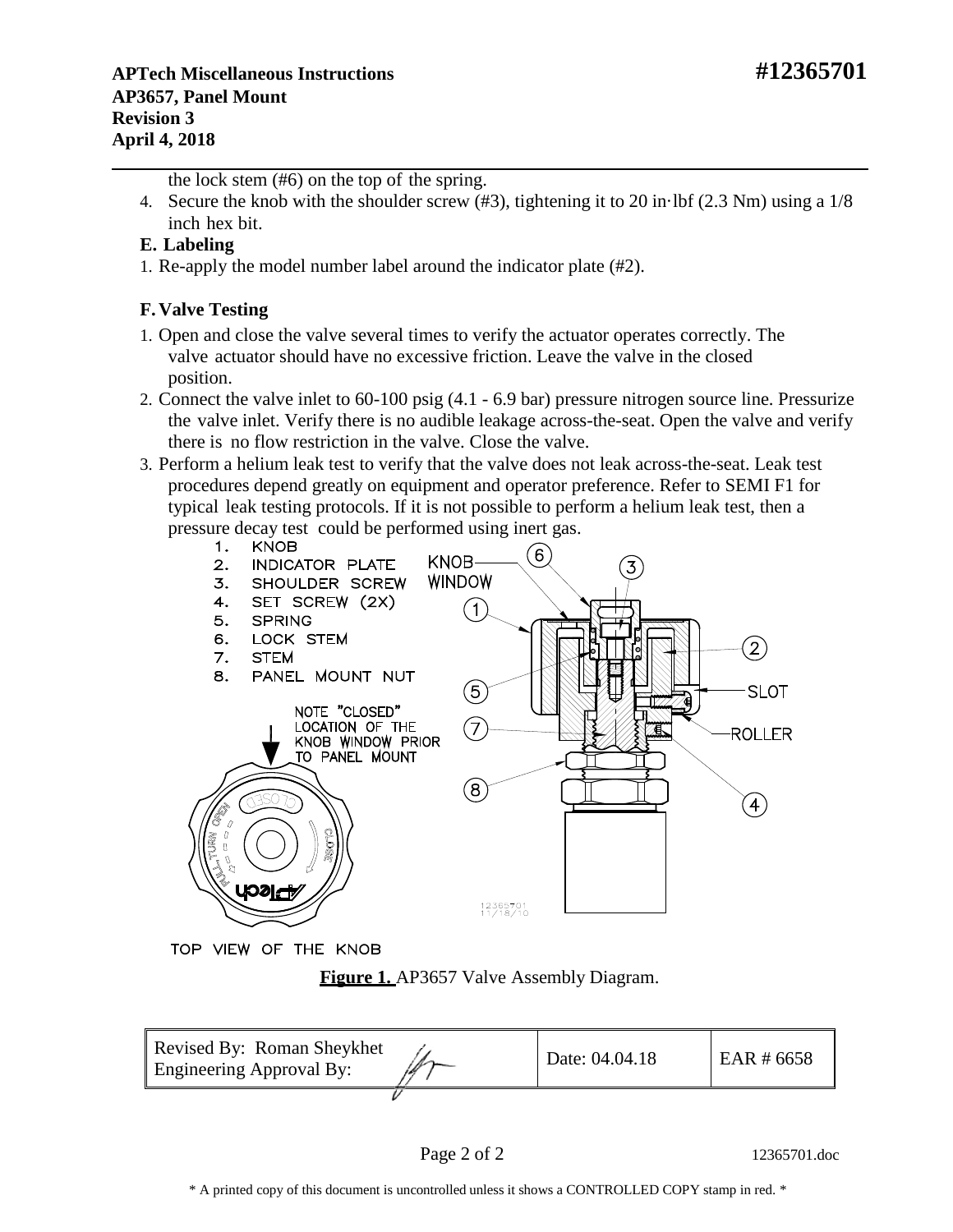the lock stem (#6) on the top of the spring.

4. Secure the knob with the shoulder screw (#3), tightening it to 20 in·lbf (2.3 Nm) using a 1/8 inch hex bit.

**E. Labeling**

1. Re-apply the model number label around the indicator plate (#2).

**F. Valve Testing**

1. Open and close the valve several times to verify the actuator operates correctly. The valve actuator should have no excessive friction. Leave the valve in the closed position.
2. Connect the valve inlet to 60-100 psig (4.1 - 6.9 bar) pressure nitrogen source line. Pressurize the valve inlet. Verify there is no audible leakage across-the-seat. Open the valve and verify there is no flow restriction in the valve. Close the valve.
3. Perform a helium leak test to verify that the valve does not leak across-the-seat. Leak test procedures depend greatly on equipment and operator preference. Refer to SEMI F1 for typical leak testing protocols. If it is not possible to perform a helium leak test, then a pressure decay test could be performed using inert gas.

1. KNOB
2. INDICATOR PLATE
3. SHOULDER SCREW
4. SET SCREW (2X)
5. SPRING
6. LOCK STEM
7. STEM
8. PANEL MOUNT NUT

NOTE "CLOSED" LOCATION OF THE KNOB WINDOW PRIOR TO PANEL MOUNT

KNOB WINDOW

SLOT

ROLLER

12365701
11/18/10

TOP VIEW OF THE KNOB

**Figure 1.** AP3657 Valve Assembly Diagram.

| | | |
|---|---|---|
| Revised By: Roman Sheykhet<br>Engineering Approval By: | Date: 04.04.18 | EAR # 6658 |

\* A printed copy of this document is uncontrolled unless it shows a CONTROLLED COPY stamp in red. \*